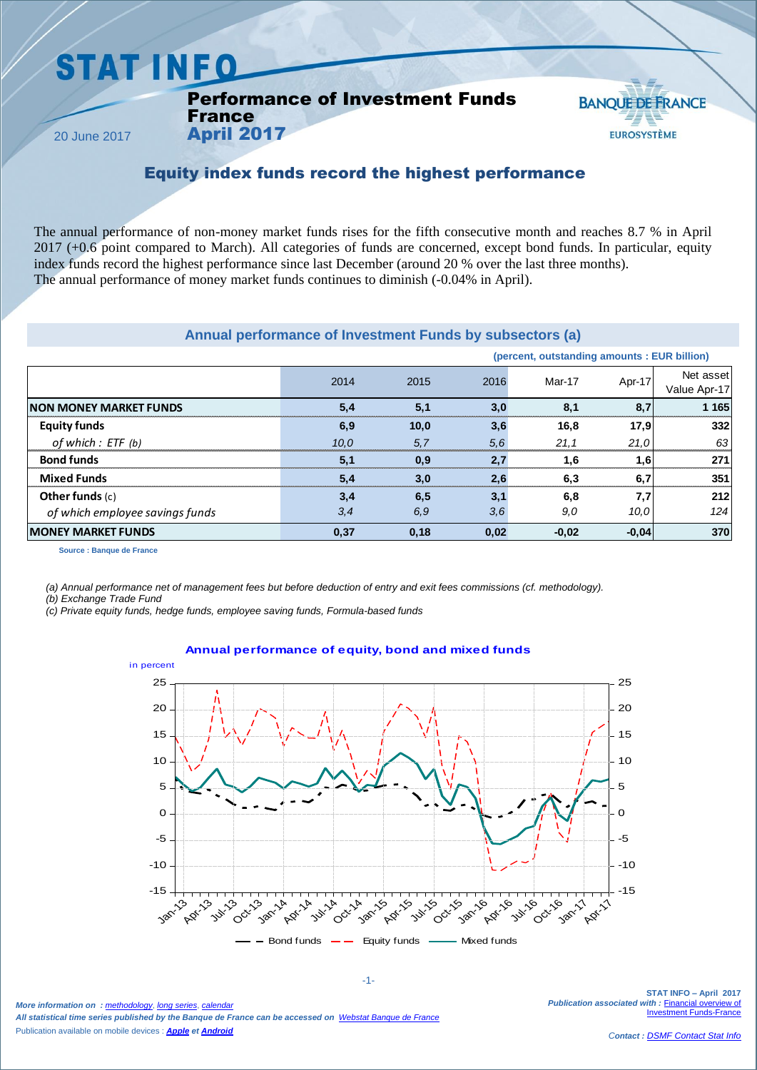# STAT INFO

## Performance of Investment Funds France April 2017

20 June 2017

BANQUE DE FRANCE
EUROSYSTÈME

## Equity index funds record the highest performance

The annual performance of non-money market funds rises for the fifth consecutive month and reaches 8.7 % in April 2017 (+0.6 point compared to March). All categories of funds are concerned, except bond funds. In particular, equity index funds record the highest performance since last December (around 20 % over the last three months).
The annual performance of money market funds continues to diminish (-0.04% in April).

### Annual performance of Investment Funds by subsectors (a)

(percent, outstanding amounts : EUR billion)

| | 2014 | 2015 | 2016 | Mar-17 | Apr-17 | Net asset Value Apr-17 |
|---|---|---|---|---|---|---|
| **NON MONEY MARKET FUNDS** | **5,4** | **5,1** | **3,0** | **8,1** | **8,7** | **1 165** |
| **Equity funds** | **6,9** | **10,0** | **3,6** | **16,8** | **17,9** | **332** |
| *of which : ETF (b)* | *10,0* | *5,7* | *5,6* | *21,1* | *21,0* | *63* |
| **Bond funds** | **5,1** | **0,9** | **2,7** | **1,6** | **1,6** | **271** |
| **Mixed Funds** | **5,4** | **3,0** | **2,6** | **6,3** | **6,7** | **351** |
| **Other funds** (c) | **3,4** | **6,5** | **3,1** | **6,8** | **7,7** | **212** |
| *of which employee savings funds* | *3,4* | *6,9* | *3,6* | *9,0* | *10,0* | *124* |
| **MONEY MARKET FUNDS** | **0,37** | **0,18** | **0,02** | **-0,02** | **-0,04** | **370** |

Source : Banque de France

*(a) Annual performance net of management fees but before deduction of entry and exit fees commissions (cf. methodology).*
*(b) Exchange Trade Fund*
*(c) Private equity funds, hedge funds, employee saving funds, Formula-based funds*

### Annual performance of equity, bond and mixed funds

in percent

[Chart: Bond funds, Equity funds, Mixed funds, Jan-13 to Apr-17, scale -15 to 25]

*More information on : methodology, long series, calendar*
*All statistical time series published by the Banque de France can be accessed on Webstat Banque de France*
Publication available on mobile devices : ***Apple et Android***

STAT INFO – April 2017
*Publication associated with :* Financial overview of Investment Funds-France

*Contact : DSMF Contact Stat Info*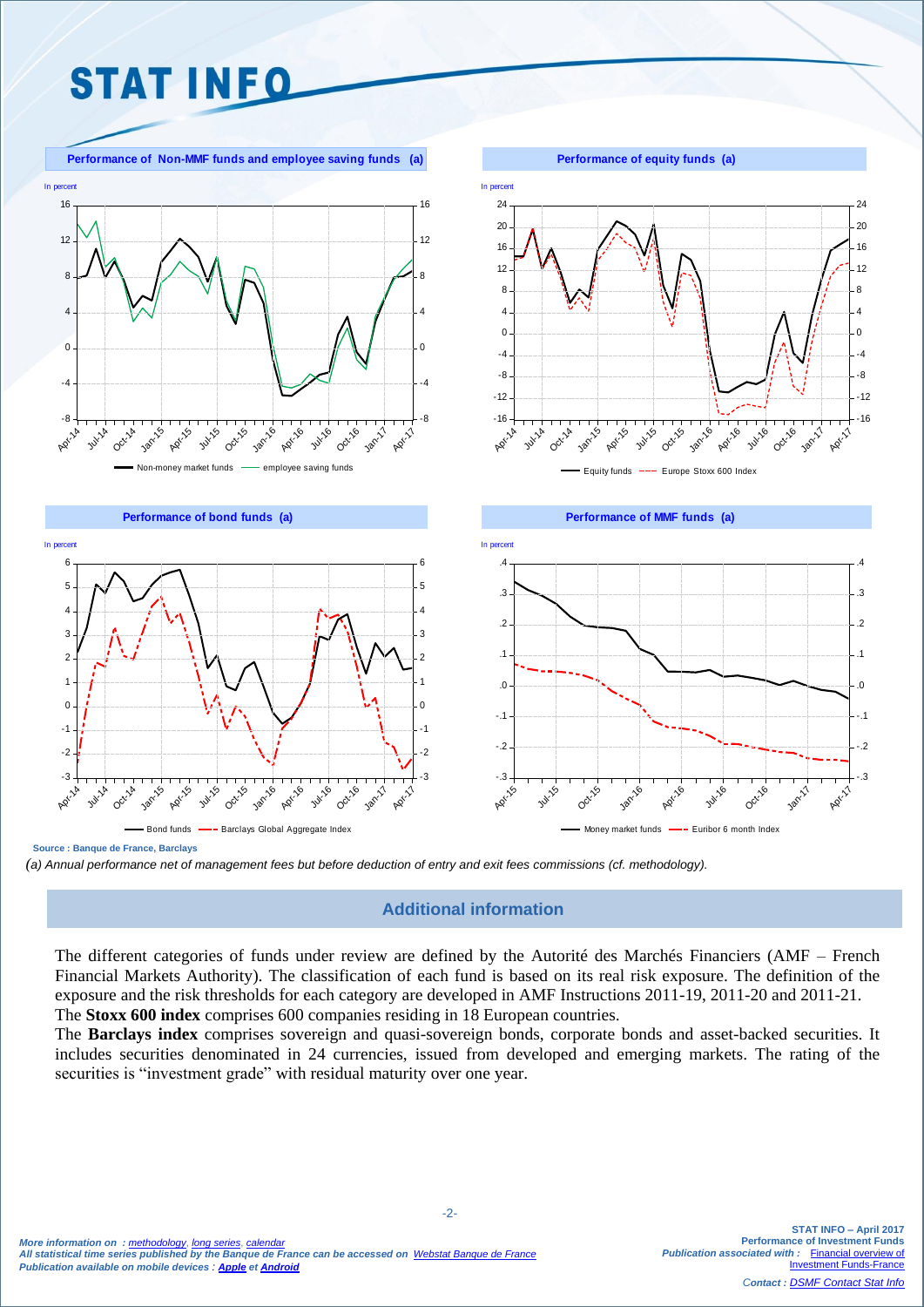**Performance of Non-MMF funds and employee saving funds (a)**

In percent

16, 12, 8, 4, 0, -4, -8

Apr-14, Jul-14, Oct-14, Jan-15, Apr-15, Jul-15, Oct-15, Jan-16, Apr-16, Jul-16, Oct-16, Jan-17, Apr-17

Non-money market funds — employee saving funds

**Performance of equity funds (a)**

In percent

24, 20, 16, 12, 8, 4, 0, -4, -8, -12, -16

Apr-14, Jul-14, Oct-14, Jan-15, Apr-15, Jul-15, Oct-15, Jan-16, Apr-16, Jul-16, Oct-16, Jan-17, Apr-17

Equity funds — Europe Stoxx 600 Index

**Performance of bond funds (a)**

In percent

6, 5, 4, 3, 2, 1, 0, -1, -2, -3

Apr-14, Jul-14, Oct-14, Jan-15, Apr-15, Jul-15, Oct-15, Jan-16, Apr-16, Jul-16, Oct-16, Jan-17, Apr-17

Bond funds — Barclays Global Aggregate Index

**Performance of MMF funds (a)**

In percent

.4, .3, .2, .1, .0, -.1, -.2, -.3

Apr-15, Jul-15, Oct-15, Jan-16, Apr-16, Jul-16, Oct-16, Jan-17, Apr-17

Money market funds — Euribor 6 month Index

**Source : Banque de France, Barclays**

*(a) Annual performance net of management fees but before deduction of entry and exit fees commissions (cf. methodology).*

## Additional information

The different categories of funds under review are defined by the Autorité des Marchés Financiers (AMF – French Financial Markets Authority). The classification of each fund is based on its real risk exposure. The definition of the exposure and the risk thresholds for each category are developed in AMF Instructions 2011-19, 2011-20 and 2011-21.

The **Stoxx 600 index** comprises 600 companies residing in 18 European countries.

The **Barclays index** comprises sovereign and quasi-sovereign bonds, corporate bonds and asset-backed securities. It includes securities denominated in 24 currencies, issued from developed and emerging markets. The rating of the securities is "investment grade" with residual maturity over one year.

*More information on : methodology, long series, calendar*
*All statistical time series published by the Banque de France can be accessed on Webstat Banque de France*
*Publication available on mobile devices : **Apple** et **Android***

**STAT INFO – April 2017**
**Performance of Investment Funds**
***Publication associated with :*** Financial overview of Investment Funds-France

***Contact :*** *DSMF Contact Stat Info*